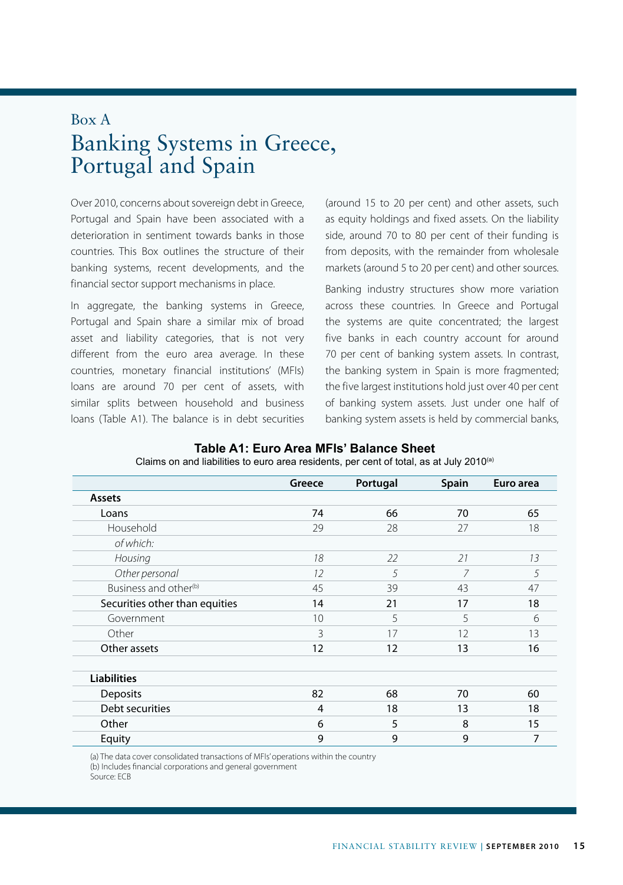Box A

# Banking Systems in Greece, Portugal and Spain

Over 2010, concerns about sovereign debt in Greece, Portugal and Spain have been associated with a deterioration in sentiment towards banks in those countries. This Box outlines the structure of their banking systems, recent developments, and the financial sector support mechanisms in place.

In aggregate, the banking systems in Greece, Portugal and Spain share a similar mix of broad asset and liability categories, that is not very different from the euro area average. In these countries, monetary financial institutions' (MFIs) loans are around 70 per cent of assets, with similar splits between household and business loans (Table A1). The balance is in debt securities (around 15 to 20 per cent) and other assets, such as equity holdings and fixed assets. On the liability side, around 70 to 80 per cent of their funding is from deposits, with the remainder from wholesale markets (around 5 to 20 per cent) and other sources.

Banking industry structures show more variation across these countries. In Greece and Portugal the systems are quite concentrated; the largest five banks in each country account for around 70 per cent of banking system assets. In contrast, the banking system in Spain is more fragmented; the five largest institutions hold just over 40 per cent of banking system assets. Just under one half of banking system assets is held by commercial banks,

**Table A1: Euro Area MFIs' Balance Sheet**

Claims on and liabilities to euro area residents, per cent of total, as at July 2010[(a)]

| | Greece | Portugal | Spain | Euro area |
|---|---|---|---|---|
| **Assets** | | | | |
| Loans | 74 | 66 | 70 | 65 |
| Household | 29 | 28 | 27 | 18 |
| *of which:* | | | | |
| *Housing* | *18* | *22* | *21* | *13* |
| *Other personal* | *12* | *5* | *7* | *5* |
| Business and other[(b)] | 45 | 39 | 43 | 47 |
| Securities other than equities | 14 | 21 | 17 | 18 |
| Government | 10 | 5 | 5 | 6 |
| Other | 3 | 17 | 12 | 13 |
| Other assets | 12 | 12 | 13 | 16 |
| **Liabilities** | | | | |
| Deposits | 82 | 68 | 70 | 60 |
| Debt securities | 4 | 18 | 13 | 18 |
| Other | 6 | 5 | 8 | 15 |
| Equity | 9 | 9 | 9 | 7 |

(a) The data cover consolidated transactions of MFIs' operations within the country
(b) Includes financial corporations and general government
Source: ECB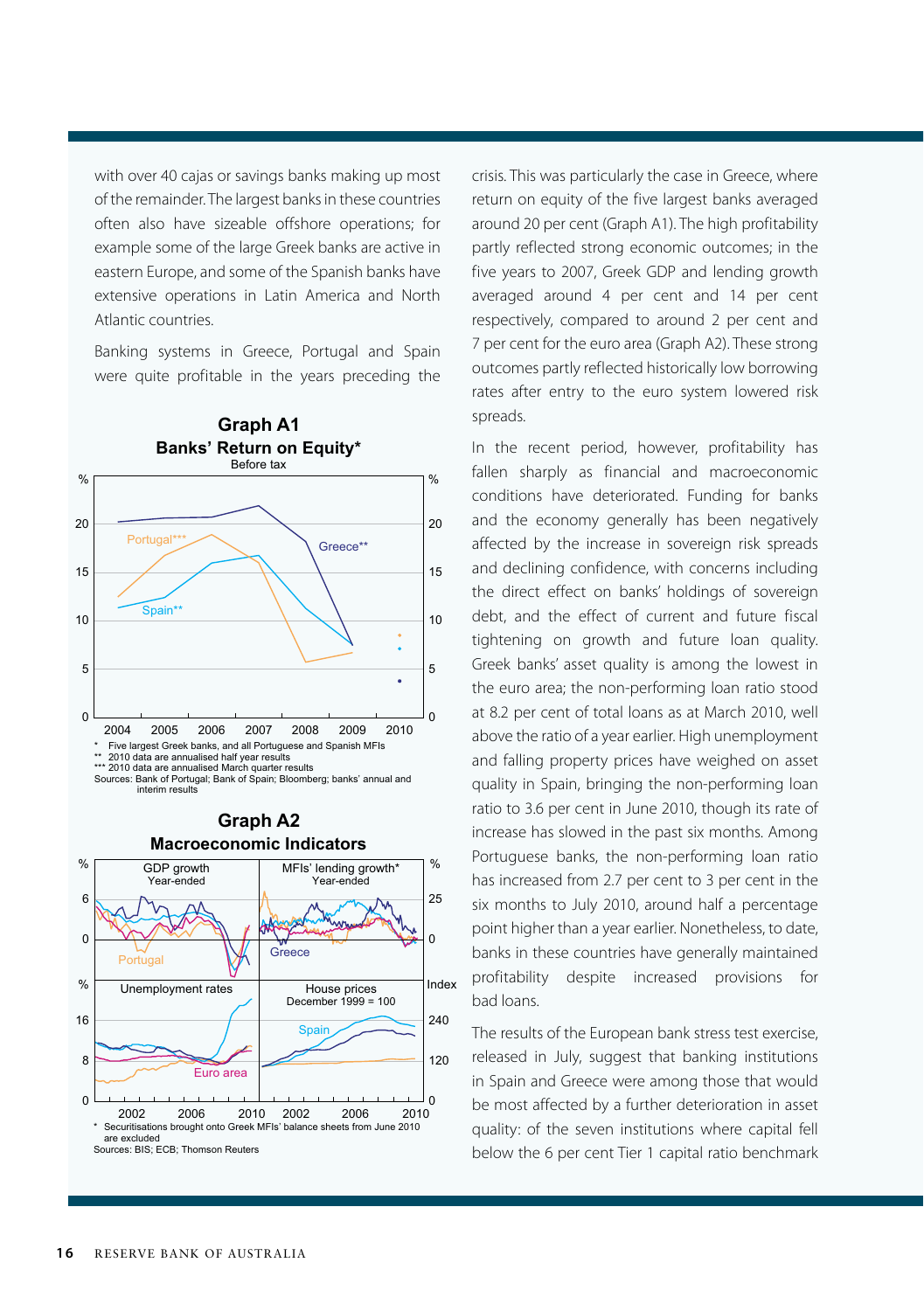with over 40 cajas or savings banks making up most of the remainder. The largest banks in these countries often also have sizeable offshore operations; for example some of the large Greek banks are active in eastern Europe, and some of the Spanish banks have extensive operations in Latin America and North Atlantic countries.

Banking systems in Greece, Portugal and Spain were quite profitable in the years preceding the crisis. This was particularly the case in Greece, where return on equity of the five largest banks averaged around 20 per cent (Graph A1). The high profitability partly reflected strong economic outcomes; in the five years to 2007, Greek GDP and lending growth averaged around 4 per cent and 14 per cent respectively, compared to around 2 per cent and 7 per cent for the euro area (Graph A2). These strong outcomes partly reflected historically low borrowing rates after entry to the euro system lowered risk spreads.

**Graph A1**
**Banks' Return on Equity***
Before tax

\* Five largest Greek banks, and all Portuguese and Spanish MFIs
\*\* 2010 data are annualised half year results
\*\*\* 2010 data are annualised March quarter results
Sources: Bank of Portugal; Bank of Spain; Bloomberg; banks' annual and interim results

**Graph A2**
**Macroeconomic Indicators**

\* Securitisations brought onto Greek MFIs' balance sheets from June 2010 are excluded
Sources: BIS; ECB; Thomson Reuters

In the recent period, however, profitability has fallen sharply as financial and macroeconomic conditions have deteriorated. Funding for banks and the economy generally has been negatively affected by the increase in sovereign risk spreads and declining confidence, with concerns including the direct effect on banks' holdings of sovereign debt, and the effect of current and future fiscal tightening on growth and future loan quality. Greek banks' asset quality is among the lowest in the euro area; the non-performing loan ratio stood at 8.2 per cent of total loans as at March 2010, well above the ratio of a year earlier. High unemployment and falling property prices have weighed on asset quality in Spain, bringing the non-performing loan ratio to 3.6 per cent in June 2010, though its rate of increase has slowed in the past six months. Among Portuguese banks, the non-performing loan ratio has increased from 2.7 per cent to 3 per cent in the six months to July 2010, around half a percentage point higher than a year earlier. Nonetheless, to date, banks in these countries have generally maintained profitability despite increased provisions for bad loans.

The results of the European bank stress test exercise, released in July, suggest that banking institutions in Spain and Greece were among those that would be most affected by a further deterioration in asset quality: of the seven institutions where capital fell below the 6 per cent Tier 1 capital ratio benchmark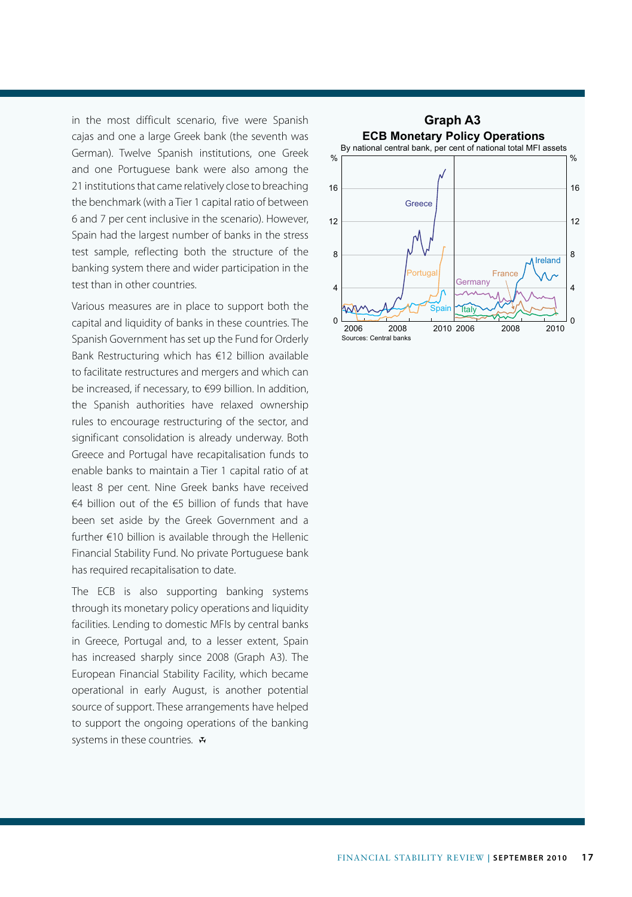in the most difficult scenario, five were Spanish cajas and one a large Greek bank (the seventh was German). Twelve Spanish institutions, one Greek and one Portuguese bank were also among the 21 institutions that came relatively close to breaching the benchmark (with a Tier 1 capital ratio of between 6 and 7 per cent inclusive in the scenario). However, Spain had the largest number of banks in the stress test sample, reflecting both the structure of the banking system there and wider participation in the test than in other countries.

Various measures are in place to support both the capital and liquidity of banks in these countries. The Spanish Government has set up the Fund for Orderly Bank Restructuring which has €12 billion available to facilitate restructures and mergers and which can be increased, if necessary, to €99 billion. In addition, the Spanish authorities have relaxed ownership rules to encourage restructuring of the sector, and significant consolidation is already underway. Both Greece and Portugal have recapitalisation funds to enable banks to maintain a Tier 1 capital ratio of at least 8 per cent. Nine Greek banks have received €4 billion out of the €5 billion of funds that have been set aside by the Greek Government and a further €10 billion is available through the Hellenic Financial Stability Fund. No private Portuguese bank has required recapitalisation to date.

The ECB is also supporting banking systems through its monetary policy operations and liquidity facilities. Lending to domestic MFIs by central banks in Greece, Portugal and, to a lesser extent, Spain has increased sharply since 2008 (Graph A3). The European Financial Stability Facility, which became operational in early August, is another potential source of support. These arrangements have helped to support the ongoing operations of the banking systems in these countries.

**Graph A3**
**ECB Monetary Policy Operations**
By national central bank, per cent of national total MFI assets

%
16
12
8
4
0
Greece
Portugal
Spain
Germany
France
Ireland
Italy
2006
2008
2010
2006
2008
2010

Sources: Central banks